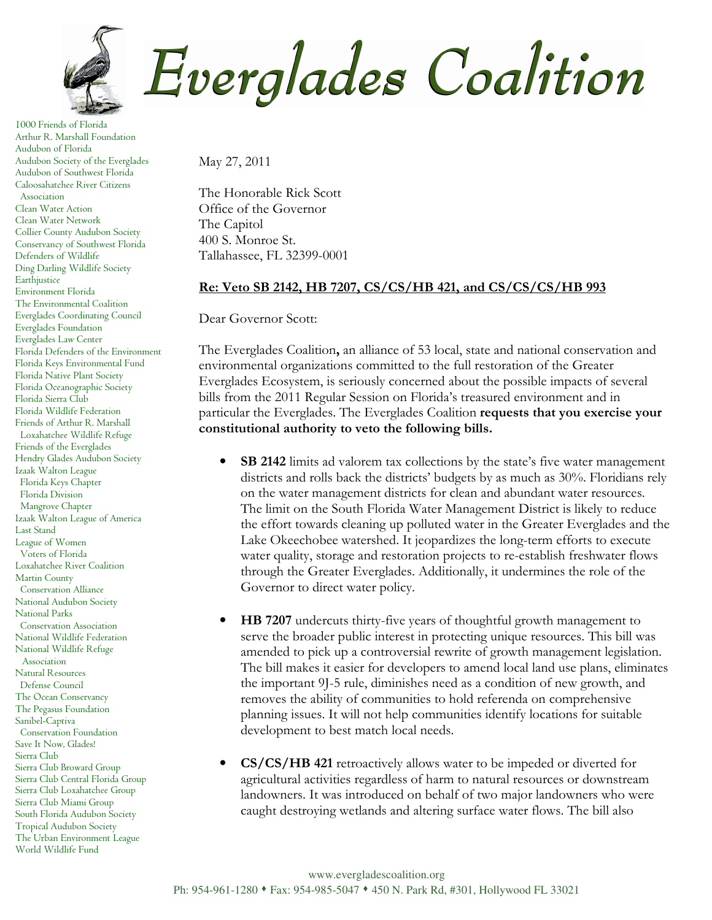# Everglades Coalition

1000 Friends of Florida
Arthur R. Marshall Foundation
Audubon of Florida
Audubon Society of the Everglades
Audubon of Southwest Florida
Caloosahatchee River Citizens Association
Clean Water Action
Clean Water Network
Collier County Audubon Society
Conservancy of Southwest Florida
Defenders of Wildlife
Ding Darling Wildlife Society
Earthjustice
Environment Florida
The Environmental Coalition
Everglades Coordinating Council
Everglades Foundation
Everglades Law Center
Florida Defenders of the Environment
Florida Keys Environmental Fund
Florida Native Plant Society
Florida Oceanographic Society
Florida Sierra Club
Florida Wildlife Federation
Friends of Arthur R. Marshall Loxahatchee Wildlife Refuge
Friends of the Everglades
Hendry Glades Audubon Society
Izaak Walton League
  Florida Keys Chapter
  Florida Division
  Mangrove Chapter
Izaak Walton League of America
Last Stand
League of Women Voters of Florida
Loxahatchee River Coalition
Martin County Conservation Alliance
National Audubon Society
National Parks Conservation Association
National Wildlife Federation
National Wildlife Refuge Association
Natural Resources Defense Council
The Ocean Conservancy
The Pegasus Foundation
Sanibel-Captiva Conservation Foundation
Save It Now, Glades!
Sierra Club
Sierra Club Broward Group
Sierra Club Central Florida Group
Sierra Club Loxahatchee Group
Sierra Club Miami Group
South Florida Audubon Society
Tropical Audubon Society
The Urban Environment League
World Wildlife Fund

May 27, 2011

The Honorable Rick Scott
Office of the Governor
The Capitol
400 S. Monroe St.
Tallahassee, FL 32399-0001

**Re: Veto SB 2142, HB 7207, CS/CS/HB 421, and CS/CS/CS/HB 993**

Dear Governor Scott:

The Everglades Coalition**,** an alliance of 53 local, state and national conservation and environmental organizations committed to the full restoration of the Greater Everglades Ecosystem, is seriously concerned about the possible impacts of several bills from the 2011 Regular Session on Florida's treasured environment and in particular the Everglades. The Everglades Coalition **requests that you exercise your constitutional authority to veto the following bills.**

- **SB 2142** limits ad valorem tax collections by the state's five water management districts and rolls back the districts' budgets by as much as 30%. Floridians rely on the water management districts for clean and abundant water resources. The limit on the South Florida Water Management District is likely to reduce the effort towards cleaning up polluted water in the Greater Everglades and the Lake Okeechobee watershed. It jeopardizes the long-term efforts to execute water quality, storage and restoration projects to re-establish freshwater flows through the Greater Everglades. Additionally, it undermines the role of the Governor to direct water policy.

- **HB 7207** undercuts thirty-five years of thoughtful growth management to serve the broader public interest in protecting unique resources. This bill was amended to pick up a controversial rewrite of growth management legislation. The bill makes it easier for developers to amend local land use plans, eliminates the important 9J-5 rule, diminishes need as a condition of new growth, and removes the ability of communities to hold referenda on comprehensive planning issues. It will not help communities identify locations for suitable development to best match local needs.

- **CS/CS/HB 421** retroactively allows water to be impeded or diverted for agricultural activities regardless of harm to natural resources or downstream landowners. It was introduced on behalf of two major landowners who were caught destroying wetlands and altering surface water flows. The bill also

www.evergladescoalition.org
Ph: 954-961-1280 ♦ Fax: 954-985-5047 ♦ 450 N. Park Rd, #301, Hollywood FL 33021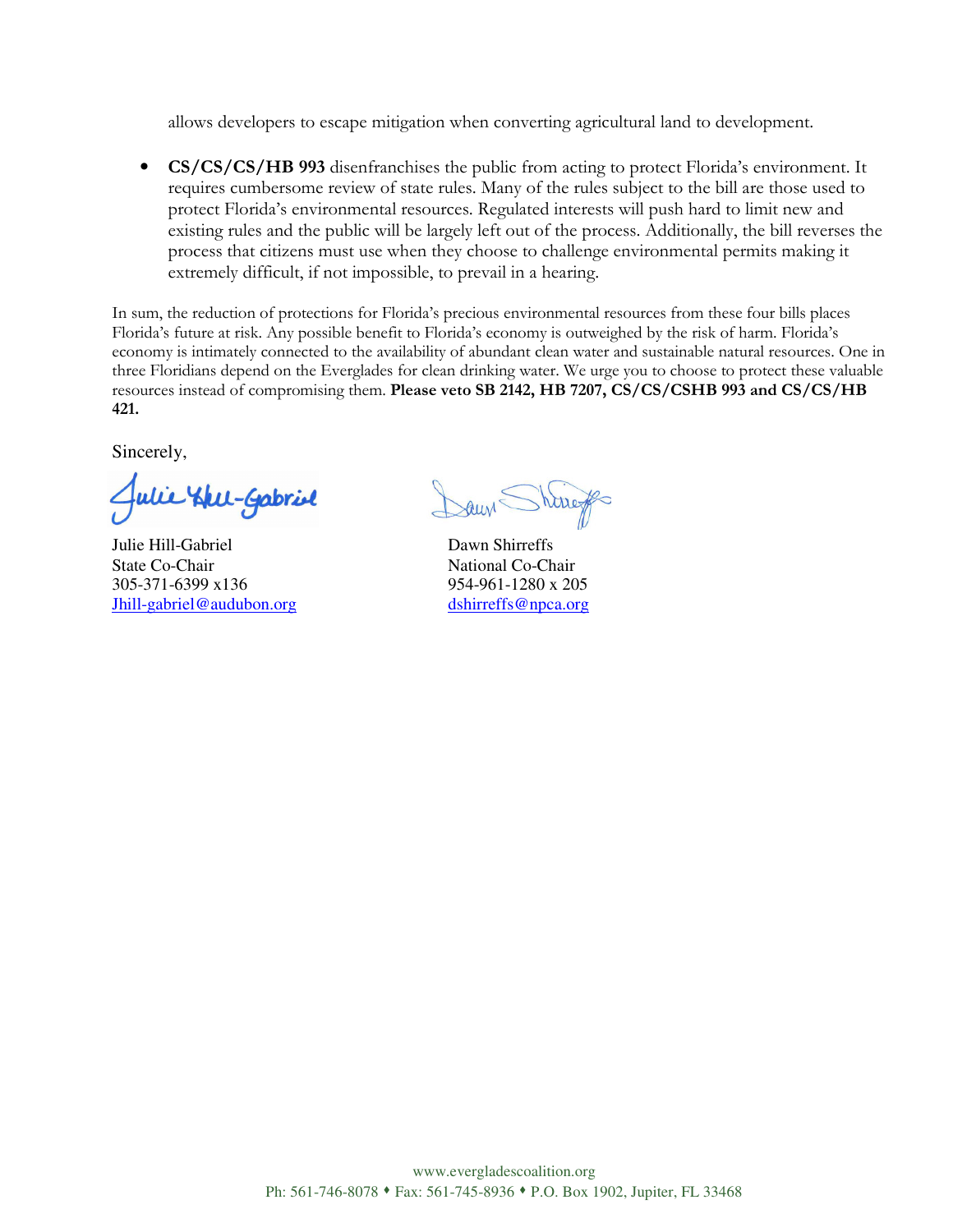allows developers to escape mitigation when converting agricultural land to development.

- **CS/CS/CS/HB 993** disenfranchises the public from acting to protect Florida's environment. It requires cumbersome review of state rules. Many of the rules subject to the bill are those used to protect Florida's environmental resources. Regulated interests will push hard to limit new and existing rules and the public will be largely left out of the process. Additionally, the bill reverses the process that citizens must use when they choose to challenge environmental permits making it extremely difficult, if not impossible, to prevail in a hearing.

In sum, the reduction of protections for Florida's precious environmental resources from these four bills places Florida's future at risk. Any possible benefit to Florida's economy is outweighed by the risk of harm. Florida's economy is intimately connected to the availability of abundant clean water and sustainable natural resources. One in three Floridians depend on the Everglades for clean drinking water. We urge you to choose to protect these valuable resources instead of compromising them. **Please veto SB 2142, HB 7207, CS/CS/CSHB 993 and CS/CS/HB 421.**

Sincerely,

Julie Hill-Gabriel
State Co-Chair
305-371-6399 x136
Jhill-gabriel@audubon.org

Dawn Shirreffs
National Co-Chair
954-961-1280 x 205
dshirreffs@npca.org

www.evergladescoalition.org
Ph: 561-746-8078 ♦ Fax: 561-745-8936 ♦ P.O. Box 1902, Jupiter, FL 33468